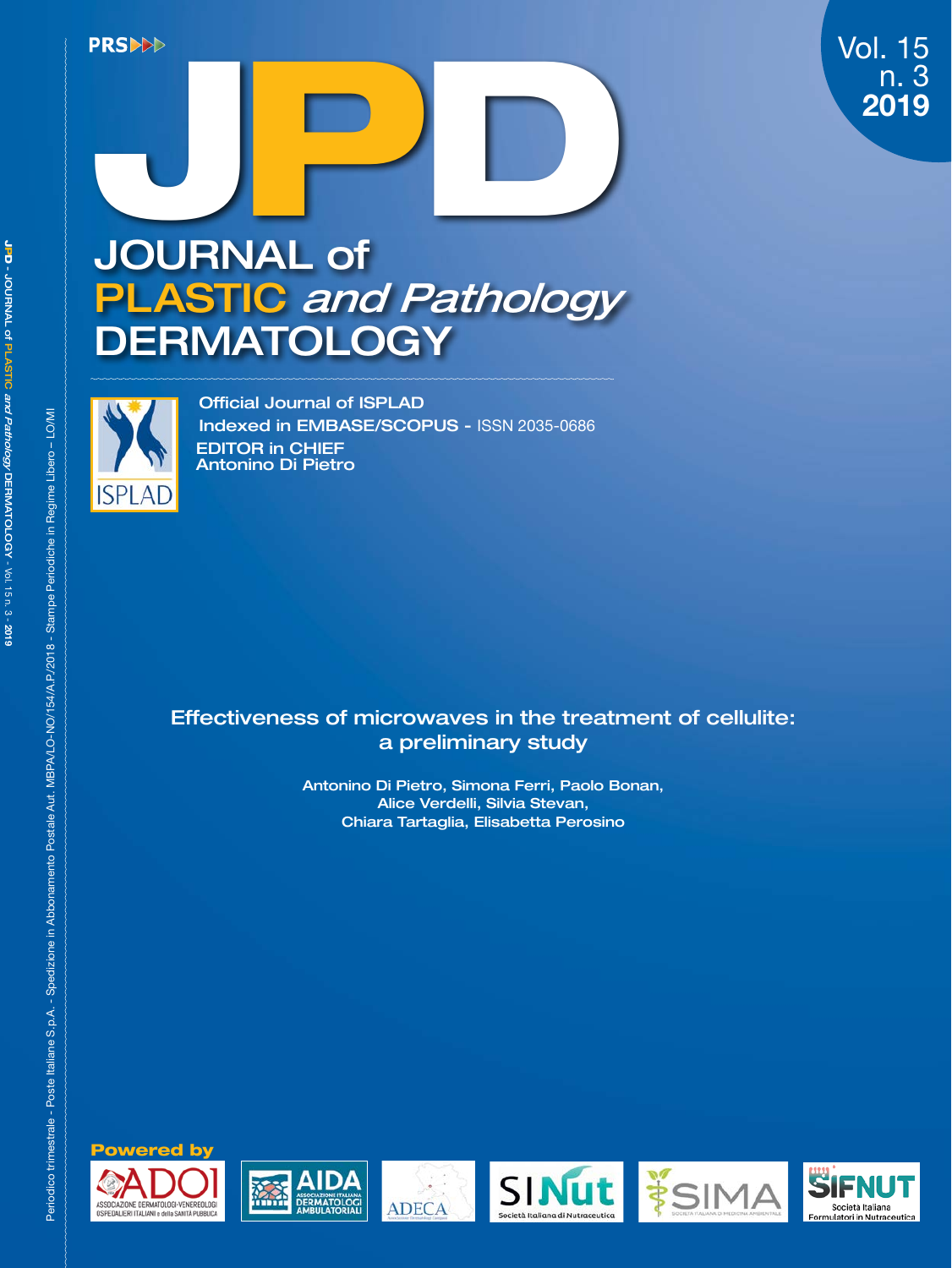PRS

# JPD

# JOURNAL of PLASTIC *and Pathology* DERMATOLOGY

Vol. 15
n. 3
**2019**

Official Journal of ISPLAD
Indexed in EMBASE/SCOPUS - ISSN 2035-0686
EDITOR in CHIEF
Antonino Di Pietro

ISPLAD

## Effectiveness of microwaves in the treatment of cellulite: a preliminary study

Antonino Di Pietro, Simona Ferri, Paolo Bonan, Alice Verdelli, Silvia Stevan, Chiara Tartaglia, Elisabetta Perosino

**Powered by**

ADOI ASSOCIAZIONE DERMATOLOGI-VENEREOLOGI OSPEDALIERI ITALIANI e della SANITÀ PUBBLICA

AIDA ASSOCIAZIONE ITALIANA DERMATOLOGI AMBULATORIALI

ADECA

SINut Società Italiana di Nutraceutica

SIMA SOCIETÀ ITALIANA DI MEDICINA AMBIENTALE

SIFNUT Società Italiana Formulatori in Nutraceutica

Periodico trimestrale - Poste Italiane S.p.A. - Spedizione in Abbonamento Postale Aut. MBPA/LO-NO/154/A.P./2018 - Stampe Periodiche in Regime Libero – LO/MI

JPD - JOURNAL of PLASTIC and Pathology DERMATOLOGY - Vol. 15 n. 3 - 2019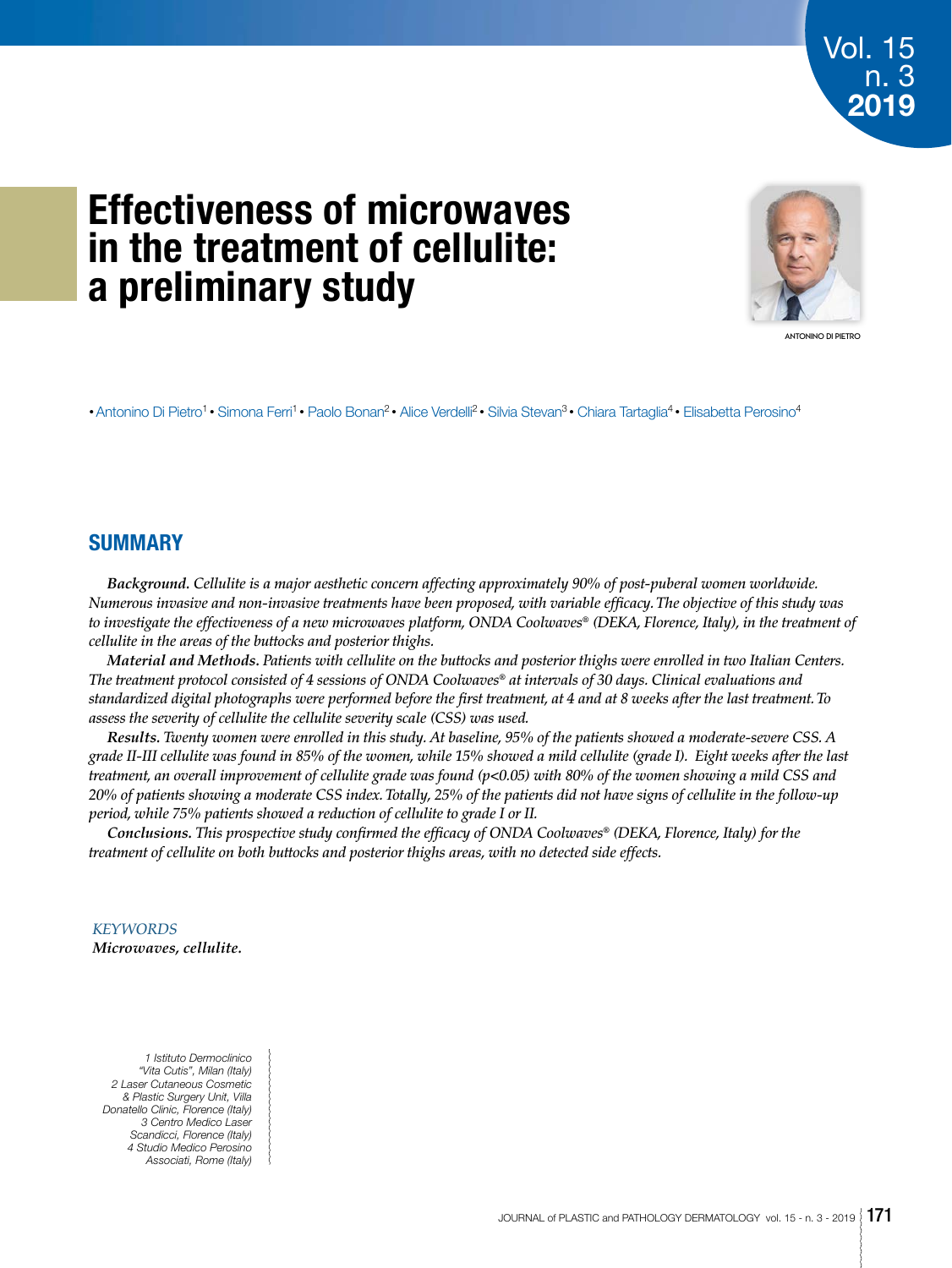# Effectiveness of microwaves in the treatment of cellulite: a preliminary study

ANTONINO DI PIETRO

• Antonino Di Pietro[1] • Simona Ferri[1] • Paolo Bonan[2] • Alice Verdelli[2] • Silvia Stevan[3] • Chiara Tartaglia[4] • Elisabetta Perosino[4]

## SUMMARY

***Background.*** *Cellulite is a major aesthetic concern affecting approximately 90% of post-puberal women worldwide. Numerous invasive and non-invasive treatments have been proposed, with variable efficacy. The objective of this study was to investigate the effectiveness of a new microwaves platform, ONDA Coolwaves® (DEKA, Florence, Italy), in the treatment of cellulite in the areas of the buttocks and posterior thighs.*

***Material and Methods.*** *Patients with cellulite on the buttocks and posterior thighs were enrolled in two Italian Centers. The treatment protocol consisted of 4 sessions of ONDA Coolwaves® at intervals of 30 days. Clinical evaluations and standardized digital photographs were performed before the first treatment, at 4 and at 8 weeks after the last treatment. To assess the severity of cellulite the cellulite severity scale (CSS) was used.*

***Results.*** *Twenty women were enrolled in this study. At baseline, 95% of the patients showed a moderate-severe CSS. A grade II-III cellulite was found in 85% of the women, while 15% showed a mild cellulite (grade I). Eight weeks after the last treatment, an overall improvement of cellulite grade was found ($p<0.05$) with 80% of the women showing a mild CSS and 20% of patients showing a moderate CSS index. Totally, 25% of the patients did not have signs of cellulite in the follow-up period, while 75% patients showed a reduction of cellulite to grade I or II.*

***Conclusions.*** *This prospective study confirmed the efficacy of ONDA Coolwaves® (DEKA, Florence, Italy) for the treatment of cellulite on both buttocks and posterior thighs areas, with no detected side effects.*

*KEYWORDS*
***Microwaves, cellulite.***

*1 Istituto Dermoclinico "Vita Cutis", Milan (Italy)*
*2 Laser Cutaneous Cosmetic & Plastic Surgery Unit, Villa Donatello Clinic, Florence (Italy)*
*3 Centro Medico Laser Scandicci, Florence (Italy)*
*4 Studio Medico Perosino Associati, Rome (Italy)*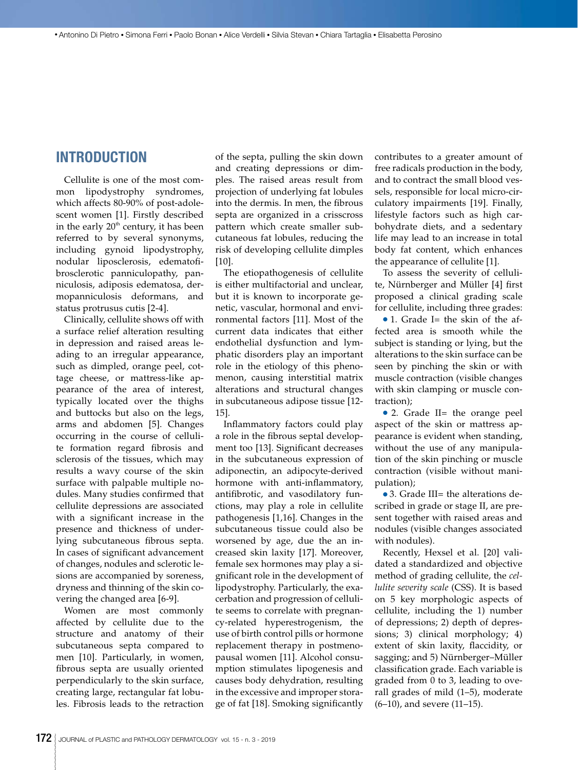## INTRODUCTION

Cellulite is one of the most common lipodystrophy syndromes, which affects 80-90% of post-adolescent women [1]. Firstly described in the early 20th century, it has been referred to by several synonyms, including gynoid lipodystrophy, nodular liposclerosis, edematofibrosclerotic panniculopathy, panniculosis, adiposis edematosa, dermopanniculosis deformans, and status protrusus cutis [2-4].

Clinically, cellulite shows off with a surface relief alteration resulting in depression and raised areas leading to an irregular appearance, such as dimpled, orange peel, cottage cheese, or mattress-like appearance of the area of interest, typically located over the thighs and buttocks but also on the legs, arms and abdomen [5]. Changes occurring in the course of cellulite formation regard fibrosis and sclerosis of the tissues, which may results a wavy course of the skin surface with palpable multiple nodules. Many studies confirmed that cellulite depressions are associated with a significant increase in the presence and thickness of underlying subcutaneous fibrous septa. In cases of significant advancement of changes, nodules and sclerotic lesions are accompanied by soreness, dryness and thinning of the skin covering the changed area [6-9].

Women are most commonly affected by cellulite due to the structure and anatomy of their subcutaneous septa compared to men [10]. Particularly, in women, fibrous septa are usually oriented perpendicularly to the skin surface, creating large, rectangular fat lobules. Fibrosis leads to the retraction of the septa, pulling the skin down and creating depressions or dimples. The raised areas result from projection of underlying fat lobules into the dermis. In men, the fibrous septa are organized in a crisscross pattern which create smaller subcutaneous fat lobules, reducing the risk of developing cellulite dimples [10].

The etiopathogenesis of cellulite is either multifactorial and unclear, but it is known to incorporate genetic, vascular, hormonal and environmental factors [11]. Most of the current data indicates that either endothelial dysfunction and lymphatic disorders play an important role in the etiology of this phenomenon, causing interstitial matrix alterations and structural changes in subcutaneous adipose tissue [12-15].

Inflammatory factors could play a role in the fibrous septal development too [13]. Significant decreases in the subcutaneous expression of adiponectin, an adipocyte-derived hormone with anti-inflammatory, antifibrotic, and vasodilatory functions, may play a role in cellulite pathogenesis [1,16]. Changes in the subcutaneous tissue could also be worsened by age, due the an increased skin laxity [17]. Moreover, female sex hormones may play a significant role in the development of lipodystrophy. Particularly, the exacerbation and progression of cellulite seems to correlate with pregnancy-related hyperestrogenism, the use of birth control pills or hormone replacement therapy in postmenopausal women [11]. Alcohol consumption stimulates lipogenesis and causes body dehydration, resulting in the excessive and improper storage of fat [18]. Smoking significantly contributes to a greater amount of free radicals production in the body, and to contract the small blood vessels, responsible for local micro-circulatory impairments [19]. Finally, lifestyle factors such as high carbohydrate diets, and a sedentary life may lead to an increase in total body fat content, which enhances the appearance of cellulite [1].

To assess the severity of cellulite, Nürnberger and Müller [4] first proposed a clinical grading scale for cellulite, including three grades:

- 1. Grade I= the skin of the affected area is smooth while the subject is standing or lying, but the alterations to the skin surface can be seen by pinching the skin or with muscle contraction (visible changes with skin clamping or muscle contraction);
- 2. Grade II= the orange peel aspect of the skin or mattress appearance is evident when standing, without the use of any manipulation of the skin pinching or muscle contraction (visible without manipulation);
- 3. Grade III= the alterations described in grade or stage II, are present together with raised areas and nodules (visible changes associated with nodules).

Recently, Hexsel et al. [20] validated a standardized and objective method of grading cellulite, the *cellulite severity scale* (CSS). It is based on 5 key morphologic aspects of cellulite, including the 1) number of depressions; 2) depth of depressions; 3) clinical morphology; 4) extent of skin laxity, flaccidity, or sagging; and 5) Nürnberger–Müller classification grade. Each variable is graded from 0 to 3, leading to overall grades of mild (1–5), moderate (6–10), and severe (11–15).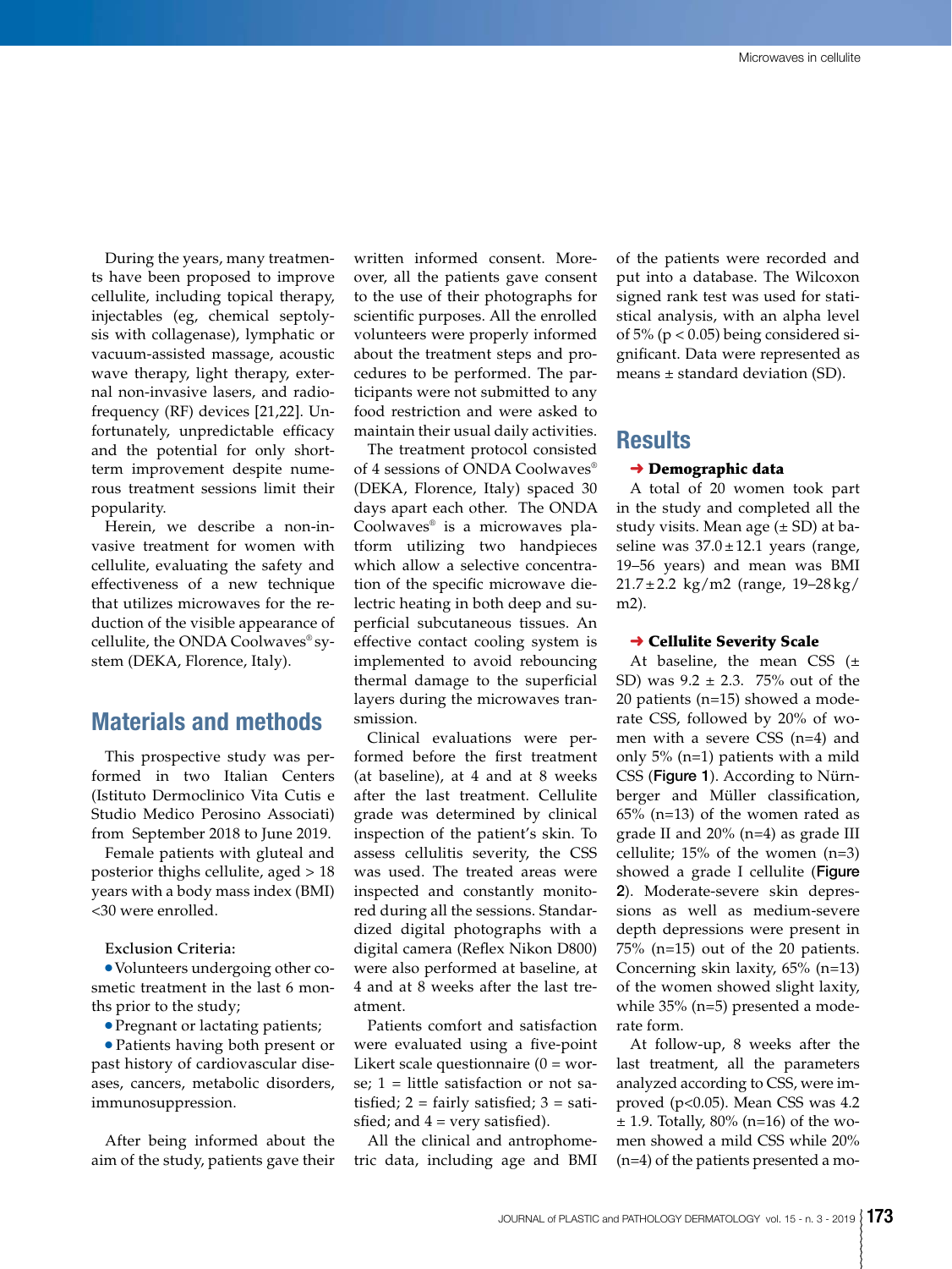During the years, many treatments have been proposed to improve cellulite, including topical therapy, injectables (eg, chemical septolysis with collagenase), lymphatic or vacuum-assisted massage, acoustic wave therapy, light therapy, external non-invasive lasers, and radiofrequency (RF) devices [21,22]. Unfortunately, unpredictable efficacy and the potential for only short-term improvement despite numerous treatment sessions limit their popularity.

Herein, we describe a non-invasive treatment for women with cellulite, evaluating the safety and effectiveness of a new technique that utilizes microwaves for the reduction of the visible appearance of cellulite, the ONDA Coolwaves® system (DEKA, Florence, Italy).

## Materials and methods

This prospective study was performed in two Italian Centers (Istituto Dermoclinico Vita Cutis e Studio Medico Perosino Associati) from September 2018 to June 2019.

Female patients with gluteal and posterior thighs cellulite, aged > 18 years with a body mass index (BMI) <30 were enrolled.

Exclusion Criteria:

- Volunteers undergoing other cosmetic treatment in the last 6 months prior to the study;
- Pregnant or lactating patients;
- Patients having both present or past history of cardiovascular diseases, cancers, metabolic disorders, immunosuppression.

After being informed about the aim of the study, patients gave their written informed consent. Moreover, all the patients gave consent to the use of their photographs for scientific purposes. All the enrolled volunteers were properly informed about the treatment steps and procedures to be performed. The participants were not submitted to any food restriction and were asked to maintain their usual daily activities.

The treatment protocol consisted of 4 sessions of ONDA Coolwaves® (DEKA, Florence, Italy) spaced 30 days apart each other. The ONDA Coolwaves® is a microwaves platform utilizing two handpieces which allow a selective concentration of the specific microwave dielectric heating in both deep and superficial subcutaneous tissues. An effective contact cooling system is implemented to avoid rebouncing thermal damage to the superficial layers during the microwaves transmission.

Clinical evaluations were performed before the first treatment (at baseline), at 4 and at 8 weeks after the last treatment. Cellulite grade was determined by clinical inspection of the patient's skin. To assess cellulitis severity, the CSS was used. The treated areas were inspected and constantly monitored during all the sessions. Standardized digital photographs with a digital camera (Reflex Nikon D800) were also performed at baseline, at 4 and at 8 weeks after the last treatment.

Patients comfort and satisfaction were evaluated using a five-point Likert scale questionnaire (0 = worse; 1 = little satisfaction or not satisfied; 2 = fairly satisfied; 3 = satisfied; and 4 = very satisfied).

All the clinical and antrophometric data, including age and BMI of the patients were recorded and put into a database. The Wilcoxon signed rank test was used for statistical analysis, with an alpha level of 5% ($p < 0.05$) being considered significant. Data were represented as means ± standard deviation (SD).

## Results

### ➜ Demographic data

A total of 20 women took part in the study and completed all the study visits. Mean age (± SD) at baseline was 37.0 ± 12.1 years (range, 19–56 years) and mean was BMI 21.7 ± 2.2 kg/m2 (range, 19–28 kg/m2).

### ➜ Cellulite Severity Scale

At baseline, the mean CSS (± SD) was 9.2 ± 2.3. 75% out of the 20 patients (n=15) showed a moderate CSS, followed by 20% of women with a severe CSS (n=4) and only 5% (n=1) patients with a mild CSS (**Figure 1**). According to Nürnberger and Müller classification, 65% (n=13) of the women rated as grade II and 20% (n=4) as grade III cellulite; 15% of the women (n=3) showed a grade I cellulite (**Figure 2**). Moderate-severe skin depressions as well as medium-severe depth depressions were present in 75% (n=15) out of the 20 patients. Concerning skin laxity, 65% (n=13) of the women showed slight laxity, while 35% (n=5) presented a moderate form.

At follow-up, 8 weeks after the last treatment, all the parameters analyzed according to CSS, were improved ($p<0.05$). Mean CSS was 4.2 ± 1.9. Totally, 80% (n=16) of the women showed a mild CSS while 20% (n=4) of the patients presented a mo-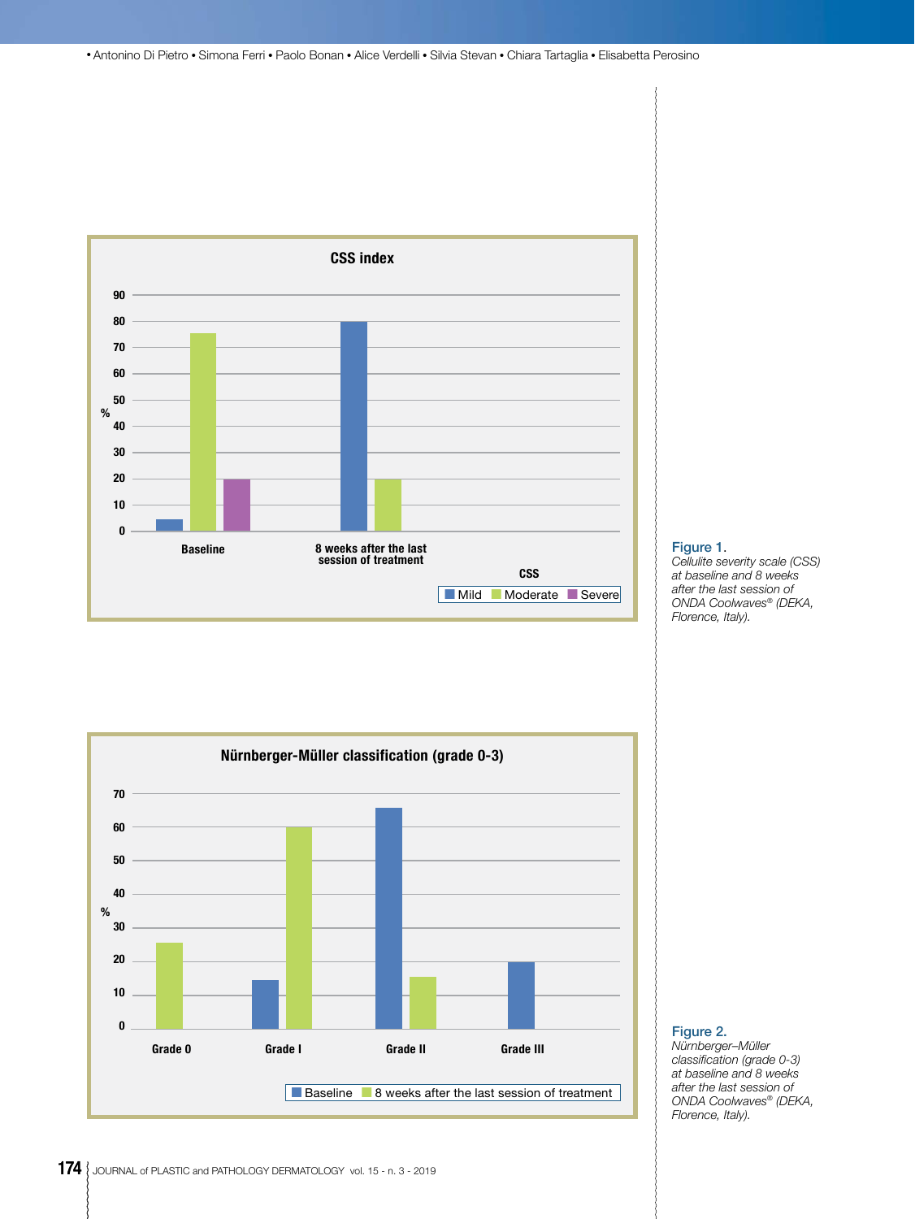**CSS index**

| % | Mild | Moderate | Severe |
|---|---|---|---|
| Baseline | 5 | 75 | 20 |
| 8 weeks after the last session of treatment | 80 | 20 | |

**Figure 1.** *Cellulite severity scale (CSS) at baseline and 8 weeks after the last session of ONDA Coolwaves® (DEKA, Florence, Italy).*

**Nürnberger-Müller classification (grade 0-3)**

| % | Baseline | 8 weeks after the last session of treatment |
|---|---|---|
| Grade 0 | | 25 |
| Grade I | 15 | 60 |
| Grade II | 65 | 15 |
| Grade III | 20 | |

**Figure 2.** *Nürnberger–Müller classification (grade 0-3) at baseline and 8 weeks after the last session of ONDA Coolwaves® (DEKA, Florence, Italy).*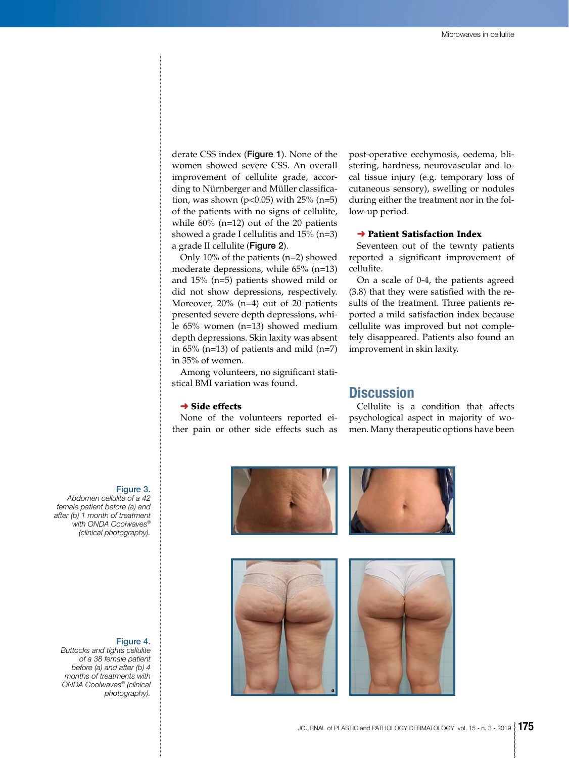derate CSS index (**Figure 1**). None of the women showed severe CSS. An overall improvement of cellulite grade, according to Nürnberger and Müller classification, was shown ($p<0.05$) with 25% (n=5) of the patients with no signs of cellulite, while 60% (n=12) out of the 20 patients showed a grade I cellulitis and 15% (n=3) a grade II cellulite (**Figure 2**).

Only 10% of the patients (n=2) showed moderate depressions, while 65% (n=13) and 15% (n=5) patients showed mild or did not show depressions, respectively. Moreover, 20% (n=4) out of 20 patients presented severe depth depressions, while 65% women (n=13) showed medium depth depressions. Skin laxity was absent in 65% (n=13) of patients and mild (n=7) in 35% of women.

Among volunteers, no significant statistical BMI variation was found.

### ➜ Side effects

None of the volunteers reported either pain or other side effects such as post-operative ecchymosis, oedema, blistering, hardness, neurovascular and local tissue injury (e.g. temporary loss of cutaneous sensory), swelling or nodules during either the treatment nor in the follow-up period.

### ➜ Patient Satisfaction Index

Seventeen out of the tewnty patients reported a significant improvement of cellulite.

On a scale of 0-4, the patients agreed (3.8) that they were satisfied with the results of the treatment. Three patients reported a mild satisfaction index because cellulite was improved but not completely disappeared. Patients also found an improvement in skin laxity.

## Discussion

Cellulite is a condition that affects psychological aspect in majority of women. Many therapeutic options have been

**Figure 3.** *Abdomen cellulite of a 42 female patient before (a) and after (b) 1 month of treatment with ONDA Coolwaves® (clinical photography).*

**Figure 4.** *Buttocks and tights cellulite of a 38 female patient before (a) and after (b) 4 months of treatments with ONDA Coolwaves® (clinical photography).*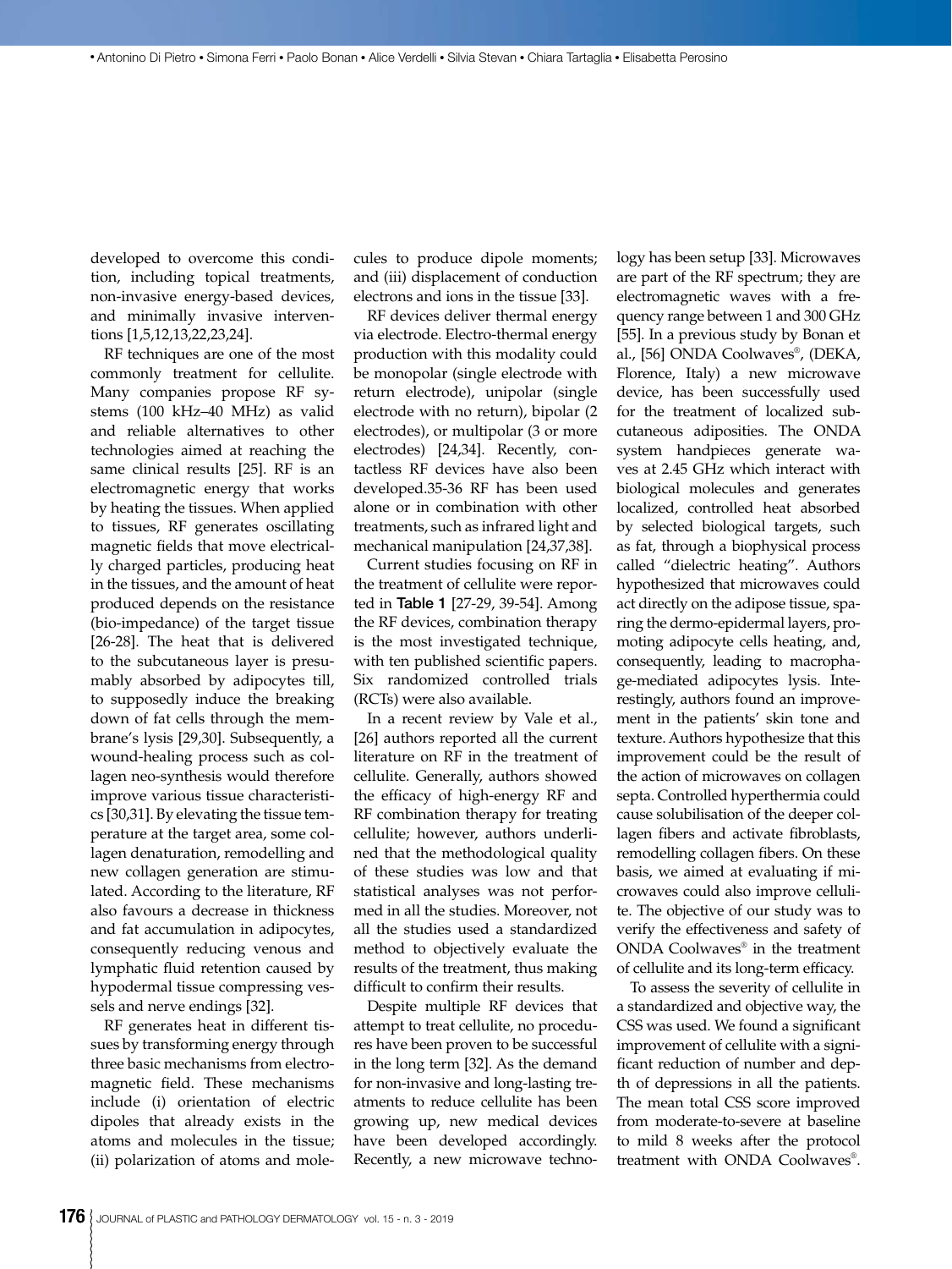developed to overcome this condition, including topical treatments, non-invasive energy-based devices, and minimally invasive interventions [1,5,12,13,22,23,24].

RF techniques are one of the most commonly treatment for cellulite. Many companies propose RF systems (100 kHz–40 MHz) as valid and reliable alternatives to other technologies aimed at reaching the same clinical results [25]. RF is an electromagnetic energy that works by heating the tissues. When applied to tissues, RF generates oscillating magnetic fields that move electrically charged particles, producing heat in the tissues, and the amount of heat produced depends on the resistance (bio-impedance) of the target tissue [26-28]. The heat that is delivered to the subcutaneous layer is presumably absorbed by adipocytes till, to supposedly induce the breaking down of fat cells through the membrane's lysis [29,30]. Subsequently, a wound-healing process such as collagen neo-synthesis would therefore improve various tissue characteristics [30,31]. By elevating the tissue temperature at the target area, some collagen denaturation, remodelling and new collagen generation are stimulated. According to the literature, RF also favours a decrease in thickness and fat accumulation in adipocytes, consequently reducing venous and lymphatic fluid retention caused by hypodermal tissue compressing vessels and nerve endings [32].

RF generates heat in different tissues by transforming energy through three basic mechanisms from electromagnetic field. These mechanisms include (i) orientation of electric dipoles that already exists in the atoms and molecules in the tissue; (ii) polarization of atoms and molecules to produce dipole moments; and (iii) displacement of conduction electrons and ions in the tissue [33].

RF devices deliver thermal energy via electrode. Electro-thermal energy production with this modality could be monopolar (single electrode with return electrode), unipolar (single electrode with no return), bipolar (2 electrodes), or multipolar (3 or more electrodes) [24,34]. Recently, contactless RF devices have also been developed.35-36 RF has been used alone or in combination with other treatments, such as infrared light and mechanical manipulation [24,37,38].

Current studies focusing on RF in the treatment of cellulite were reported in **Table 1** [27-29, 39-54]. Among the RF devices, combination therapy is the most investigated technique, with ten published scientific papers. Six randomized controlled trials (RCTs) were also available.

In a recent review by Vale et al., [26] authors reported all the current literature on RF in the treatment of cellulite. Generally, authors showed the efficacy of high-energy RF and RF combination therapy for treating cellulite; however, authors underlined that the methodological quality of these studies was low and that statistical analyses was not performed in all the studies. Moreover, not all the studies used a standardized method to objectively evaluate the results of the treatment, thus making difficult to confirm their results.

Despite multiple RF devices that attempt to treat cellulite, no procedures have been proven to be successful in the long term [32]. As the demand for non-invasive and long-lasting treatments to reduce cellulite has been growing up, new medical devices have been developed accordingly. Recently, a new microwave technology has been setup [33]. Microwaves are part of the RF spectrum; they are electromagnetic waves with a frequency range between 1 and 300 GHz [55]. In a previous study by Bonan et al., [56] ONDA Coolwaves®, (DEKA, Florence, Italy) a new microwave device, has been successfully used for the treatment of localized subcutaneous adiposities. The ONDA system handpieces generate waves at 2.45 GHz which interact with biological molecules and generates localized, controlled heat absorbed by selected biological targets, such as fat, through a biophysical process called "dielectric heating". Authors hypothesized that microwaves could act directly on the adipose tissue, sparing the dermo-epidermal layers, promoting adipocyte cells heating, and, consequently, leading to macrophage-mediated adipocytes lysis. Interestingly, authors found an improvement in the patients' skin tone and texture. Authors hypothesize that this improvement could be the result of the action of microwaves on collagen septa. Controlled hyperthermia could cause solubilisation of the deeper collagen fibers and activate fibroblasts, remodelling collagen fibers. On these basis, we aimed at evaluating if microwaves could also improve cellulite. The objective of our study was to verify the effectiveness and safety of ONDA Coolwaves® in the treatment of cellulite and its long-term efficacy.

To assess the severity of cellulite in a standardized and objective way, the CSS was used. We found a significant improvement of cellulite with a significant reduction of number and depth of depressions in all the patients. The mean total CSS score improved from moderate-to-severe at baseline to mild 8 weeks after the protocol treatment with ONDA Coolwaves®.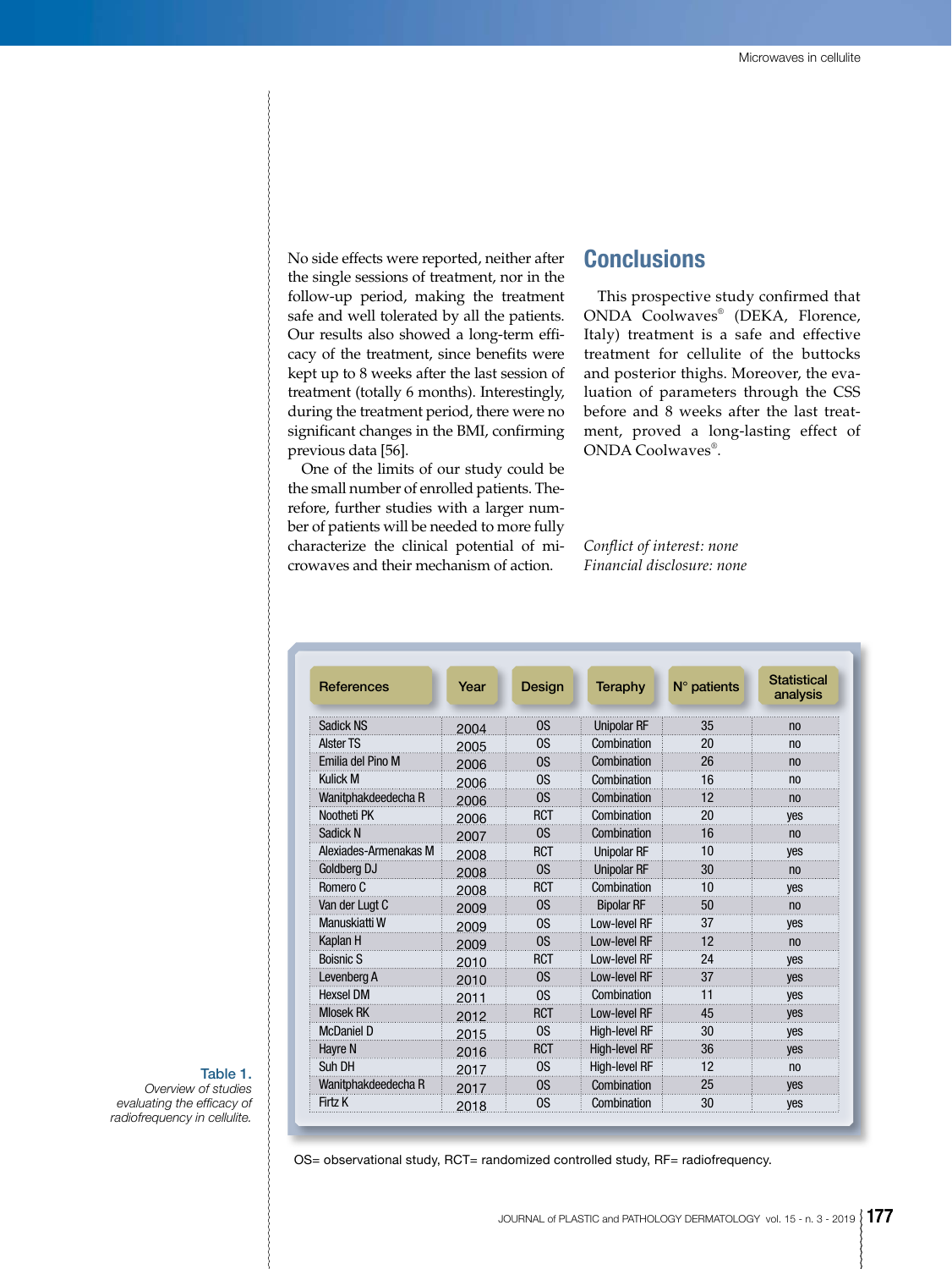No side effects were reported, neither after the single sessions of treatment, nor in the follow-up period, making the treatment safe and well tolerated by all the patients. Our results also showed a long-term efficacy of the treatment, since benefits were kept up to 8 weeks after the last session of treatment (totally 6 months). Interestingly, during the treatment period, there were no significant changes in the BMI, confirming previous data [56].

One of the limits of our study could be the small number of enrolled patients. Therefore, further studies with a larger number of patients will be needed to more fully characterize the clinical potential of microwaves and their mechanism of action.

## Conclusions

This prospective study confirmed that ONDA Coolwaves® (DEKA, Florence, Italy) treatment is a safe and effective treatment for cellulite of the buttocks and posterior thighs. Moreover, the evaluation of parameters through the CSS before and 8 weeks after the last treatment, proved a long-lasting effect of ONDA Coolwaves®.

*Conflict of interest: none*
*Financial disclosure: none*

**Table 1.** *Overview of studies evaluating the efficacy of radiofrequency in cellulite.*

| References | Year | Design | Teraphy | N° patients | Statistical analysis |
|---|---|---|---|---|---|
| Sadick NS | 2004 | OS | Unipolar RF | 35 | no |
| Alster TS | 2005 | OS | Combination | 20 | no |
| Emilia del Pino M | 2006 | OS | Combination | 26 | no |
| Kulick M | 2006 | OS | Combination | 16 | no |
| Wanitphakdeedecha R | 2006 | OS | Combination | 12 | no |
| Nootheti PK | 2006 | RCT | Combination | 20 | yes |
| Sadick N | 2007 | OS | Combination | 16 | no |
| Alexiades-Armenakas M | 2008 | RCT | Unipolar RF | 10 | yes |
| Goldberg DJ | 2008 | OS | Unipolar RF | 30 | no |
| Romero C | 2008 | RCT | Combination | 10 | yes |
| Van der Lugt C | 2009 | OS | Bipolar RF | 50 | no |
| Manuskiatti W | 2009 | OS | Low-level RF | 37 | yes |
| Kaplan H | 2009 | OS | Low-level RF | 12 | no |
| Boisnic S | 2010 | RCT | Low-level RF | 24 | yes |
| Levenberg A | 2010 | OS | Low-level RF | 37 | yes |
| Hexsel DM | 2011 | OS | Combination | 11 | yes |
| Mlosek RK | 2012 | RCT | Low-level RF | 45 | yes |
| McDaniel D | 2015 | OS | High-level RF | 30 | yes |
| Hayre N | 2016 | RCT | High-level RF | 36 | yes |
| Suh DH | 2017 | OS | High-level RF | 12 | no |
| Wanitphakdeedecha R | 2017 | OS | Combination | 25 | yes |
| Firtz K | 2018 | OS | Combination | 30 | yes |

OS= observational study, RCT= randomized controlled study, RF= radiofrequency.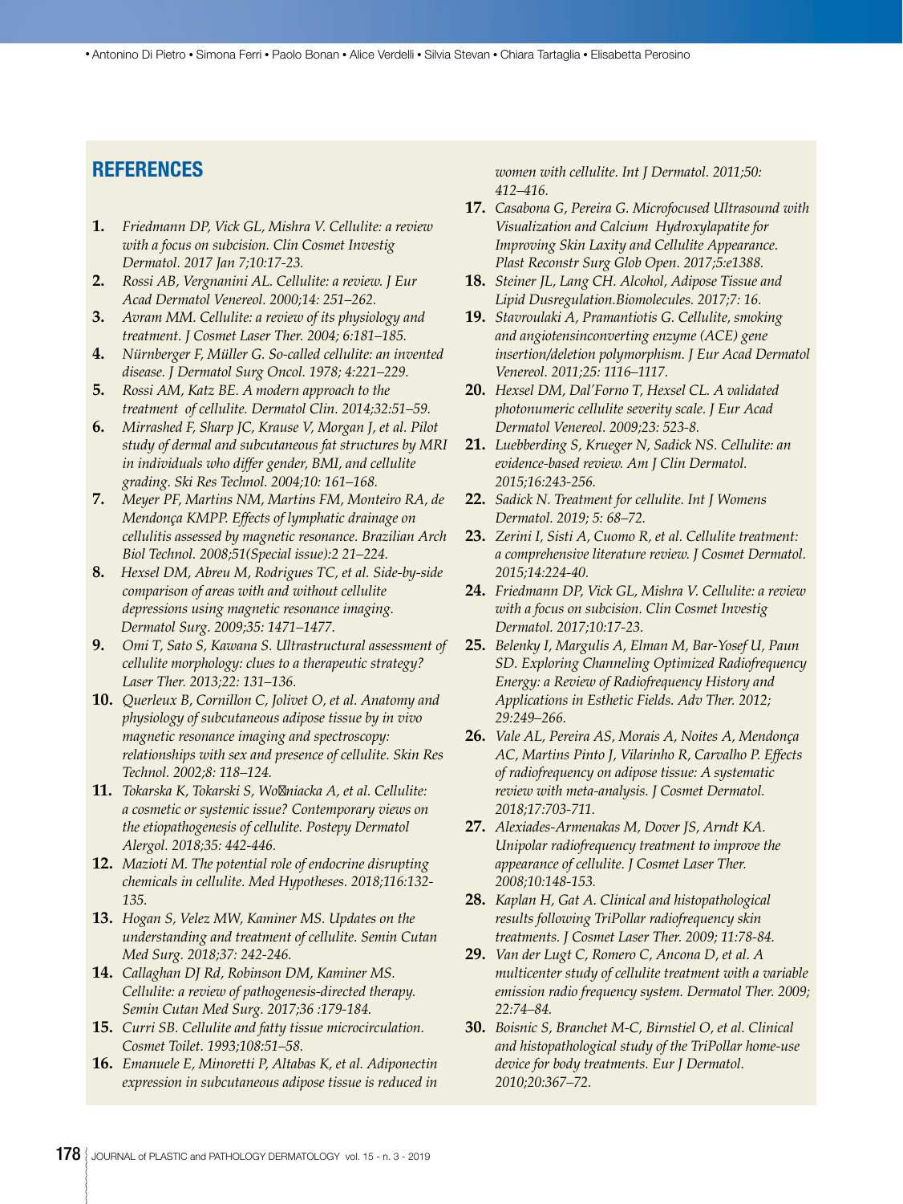## REFERENCES

1. *Friedmann DP, Vick GL, Mishra V. Cellulite: a review with a focus on subcision. Clin Cosmet Investig Dermatol. 2017 Jan 7;10:17-23.*
2. *Rossi AB, Vergnanini AL. Cellulite: a review. J Eur Acad Dermatol Venereol. 2000;14: 251–262.*
3. *Avram MM. Cellulite: a review of its physiology and treatment. J Cosmet Laser Ther. 2004; 6:181–185.*
4. *Nürnberger F, Müller G. So-called cellulite: an invented disease. J Dermatol Surg Oncol. 1978; 4:221–229.*
5. *Rossi AM, Katz BE. A modern approach to the treatment of cellulite. Dermatol Clin. 2014;32:51–59.*
6. *Mirrashed F, Sharp JC, Krause V, Morgan J, et al. Pilot study of dermal and subcutaneous fat structures by MRI in individuals who differ gender, BMI, and cellulite grading. Ski Res Technol. 2004;10: 161–168.*
7. *Meyer PF, Martins NM, Martins FM, Monteiro RA, de Mendonça KMPP. Effects of lymphatic drainage on cellulitis assessed by magnetic resonance. Brazilian Arch Biol Technol. 2008;51(Special issue):2 21–224.*
8. *Hexsel DM, Abreu M, Rodrigues TC, et al. Side-by-side comparison of areas with and without cellulite depressions using magnetic resonance imaging. Dermatol Surg. 2009;35: 1471–1477.*
9. *Omi T, Sato S, Kawana S. Ultrastructural assessment of cellulite morphology: clues to a therapeutic strategy? Laser Ther. 2013;22: 131–136.*
10. *Querleux B, Cornillon C, Jolivet O, et al. Anatomy and physiology of subcutaneous adipose tissue by in vivo magnetic resonance imaging and spectroscopy: relationships with sex and presence of cellulite. Skin Res Technol. 2002;8: 118–124.*
11. *Tokarska K, Tokarski S, Woźniacka A, et al. Cellulite: a cosmetic or systemic issue? Contemporary views on the etiopathogenesis of cellulite. Postepy Dermatol Alergol. 2018;35: 442-446.*
12. *Mazioti M. The potential role of endocrine disrupting chemicals in cellulite. Med Hypotheses. 2018;116:132-135.*
13. *Hogan S, Velez MW, Kaminer MS. Updates on the understanding and treatment of cellulite. Semin Cutan Med Surg. 2018;37: 242-246.*
14. *Callaghan DJ Rd, Robinson DM, Kaminer MS. Cellulite: a review of pathogenesis-directed therapy. Semin Cutan Med Surg. 2017;36 :179-184.*
15. *Curri SB. Cellulite and fatty tissue microcirculation. Cosmet Toilet. 1993;108:51–58.*
16. *Emanuele E, Minoretti P, Altabas K, et al. Adiponectin expression in subcutaneous adipose tissue is reduced in women with cellulite. Int J Dermatol. 2011;50: 412–416.*
17. *Casabona G, Pereira G. Microfocused Ultrasound with Visualization and Calcium Hydroxylapatite for Improving Skin Laxity and Cellulite Appearance. Plast Reconstr Surg Glob Open. 2017;5:e1388.*
18. *Steiner JL, Lang CH. Alcohol, Adipose Tissue and Lipid Dusregulation.Biomolecules. 2017;7: 16.*
19. *Stavroulaki A, Pramantiotis G. Cellulite, smoking and angiotensinconverting enzyme (ACE) gene insertion/deletion polymorphism. J Eur Acad Dermatol Venereol. 2011;25: 1116–1117.*
20. *Hexsel DM, Dal'Forno T, Hexsel CL. A validated photonumeric cellulite severity scale. J Eur Acad Dermatol Venereol. 2009;23: 523-8.*
21. *Luebberding S, Krueger N, Sadick NS. Cellulite: an evidence-based review. Am J Clin Dermatol. 2015;16:243-256.*
22. *Sadick N. Treatment for cellulite. Int J Womens Dermatol. 2019; 5: 68–72.*
23. *Zerini I, Sisti A, Cuomo R, et al. Cellulite treatment: a comprehensive literature review. J Cosmet Dermatol. 2015;14:224-40.*
24. *Friedmann DP, Vick GL, Mishra V. Cellulite: a review with a focus on subcision. Clin Cosmet Investig Dermatol. 2017;10:17-23.*
25. *Belenky I, Margulis A, Elman M, Bar-Yosef U, Paun SD. Exploring Channeling Optimized Radiofrequency Energy: a Review of Radiofrequency History and Applications in Esthetic Fields. Adv Ther. 2012; 29:249–266.*
26. *Vale AL, Pereira AS, Morais A, Noites A, Mendonça AC, Martins Pinto J, Vilarinho R, Carvalho P. Effects of radiofrequency on adipose tissue: A systematic review with meta-analysis. J Cosmet Dermatol. 2018;17:703-711.*
27. *Alexiades-Armenakas M, Dover JS, Arndt KA. Unipolar radiofrequency treatment to improve the appearance of cellulite. J Cosmet Laser Ther. 2008;10:148-153.*
28. *Kaplan H, Gat A. Clinical and histopathological results following TriPollar radiofrequency skin treatments. J Cosmet Laser Ther. 2009; 11:78-84.*
29. *Van der Lugt C, Romero C, Ancona D, et al. A multicenter study of cellulite treatment with a variable emission radio frequency system. Dermatol Ther. 2009; 22:74–84.*
30. *Boisnic S, Branchet M-C, Birnstiel O, et al. Clinical and histopathological study of the TriPollar home-use device for body treatments. Eur J Dermatol. 2010;20:367–72.*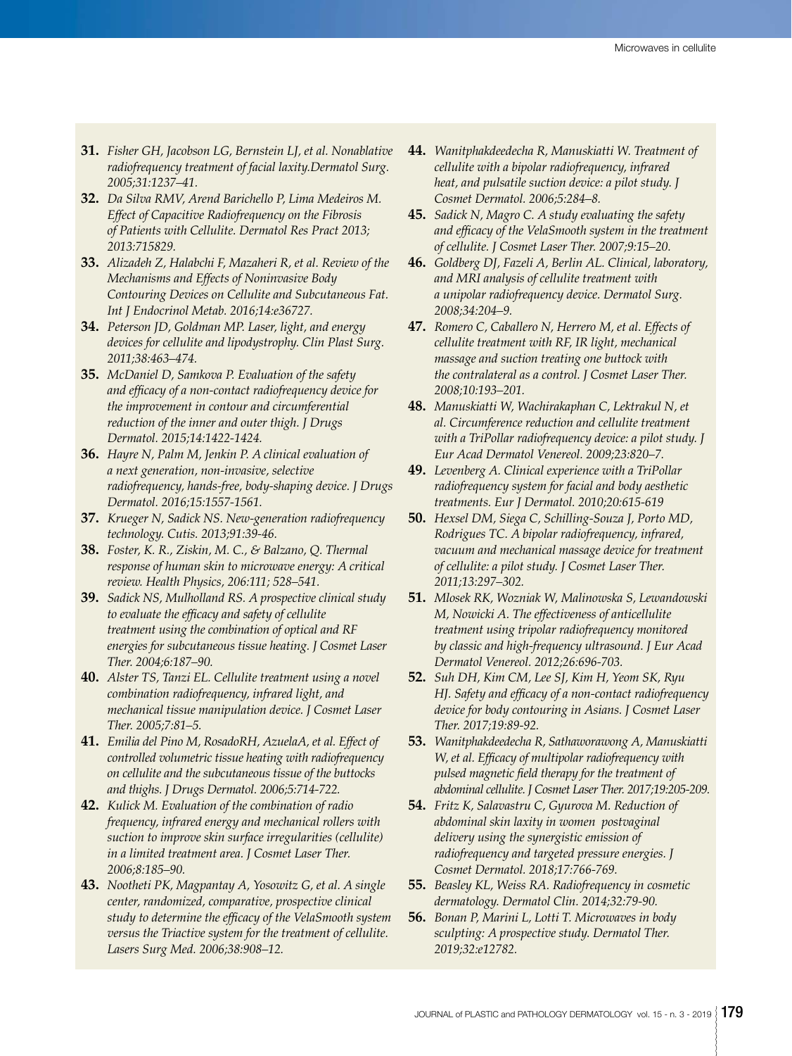31. *Fisher GH, Jacobson LG, Bernstein LJ, et al. Nonablative radiofrequency treatment of facial laxity.Dermatol Surg. 2005;31:1237–41.*
32. *Da Silva RMV, Arend Barichello P, Lima Medeiros M. Effect of Capacitive Radiofrequency on the Fibrosis of Patients with Cellulite. Dermatol Res Pract 2013; 2013:715829.*
33. *Alizadeh Z, Halabchi F, Mazaheri R, et al. Review of the Mechanisms and Effects of Noninvasive Body Contouring Devices on Cellulite and Subcutaneous Fat. Int J Endocrinol Metab. 2016;14:e36727.*
34. *Peterson JD, Goldman MP. Laser, light, and energy devices for cellulite and lipodystrophy. Clin Plast Surg. 2011;38:463–474.*
35. *McDaniel D, Samkova P. Evaluation of the safety and efficacy of a non-contact radiofrequency device for the improvement in contour and circumferential reduction of the inner and outer thigh. J Drugs Dermatol. 2015;14:1422-1424.*
36. *Hayre N, Palm M, Jenkin P. A clinical evaluation of a next generation, non-invasive, selective radiofrequency, hands-free, body-shaping device. J Drugs Dermatol. 2016;15:1557-1561.*
37. *Krueger N, Sadick NS. New-generation radiofrequency technology. Cutis. 2013;91:39-46.*
38. *Foster, K. R., Ziskin, M. C., & Balzano, Q. Thermal response of human skin to microwave energy: A critical review. Health Physics, 206:111; 528–541.*
39. *Sadick NS, Mulholland RS. A prospective clinical study to evaluate the efficacy and safety of cellulite treatment using the combination of optical and RF energies for subcutaneous tissue heating. J Cosmet Laser Ther. 2004;6:187–90.*
40. *Alster TS, Tanzi EL. Cellulite treatment using a novel combination radiofrequency, infrared light, and mechanical tissue manipulation device. J Cosmet Laser Ther. 2005;7:81–5.*
41. *Emilia del Pino M, RosadoRH, AzuelaA, et al. Effect of controlled volumetric tissue heating with radiofrequency on cellulite and the subcutaneous tissue of the buttocks and thighs. J Drugs Dermatol. 2006;5:714-722.*
42. *Kulick M. Evaluation of the combination of radio frequency, infrared energy and mechanical rollers with suction to improve skin surface irregularities (cellulite) in a limited treatment area. J Cosmet Laser Ther. 2006;8:185–90.*
43. *Nootheti PK, Magpantay A, Yosowitz G, et al. A single center, randomized, comparative, prospective clinical study to determine the efficacy of the VelaSmooth system versus the Triactive system for the treatment of cellulite. Lasers Surg Med. 2006;38:908–12.*
44. *Wanitphakdeedecha R, Manuskiatti W. Treatment of cellulite with a bipolar radiofrequency, infrared heat, and pulsatile suction device: a pilot study. J Cosmet Dermatol. 2006;5:284–8.*
45. *Sadick N, Magro C. A study evaluating the safety and efficacy of the VelaSmooth system in the treatment of cellulite. J Cosmet Laser Ther. 2007;9:15–20.*
46. *Goldberg DJ, Fazeli A, Berlin AL. Clinical, laboratory, and MRI analysis of cellulite treatment with a unipolar radiofrequency device. Dermatol Surg. 2008;34:204–9.*
47. *Romero C, Caballero N, Herrero M, et al. Effects of cellulite treatment with RF, IR light, mechanical massage and suction treating one buttock with the contralateral as a control. J Cosmet Laser Ther. 2008;10:193–201.*
48. *Manuskiatti W, Wachirakaphan C, Lektrakul N, et al. Circumference reduction and cellulite treatment with a TriPollar radiofrequency device: a pilot study. J Eur Acad Dermatol Venereol. 2009;23:820–7.*
49. *Levenberg A. Clinical experience with a TriPollar radiofrequency system for facial and body aesthetic treatments. Eur J Dermatol. 2010;20:615-619*
50. *Hexsel DM, Siega C, Schilling-Souza J, Porto MD, Rodrigues TC. A bipolar radiofrequency, infrared, vacuum and mechanical massage device for treatment of cellulite: a pilot study. J Cosmet Laser Ther. 2011;13:297–302.*
51. *Mlosek RK, Wozniak W, Malinowska S, Lewandowski M, Nowicki A. The effectiveness of anticellulite treatment using tripolar radiofrequency monitored by classic and high-frequency ultrasound. J Eur Acad Dermatol Venereol. 2012;26:696-703.*
52. *Suh DH, Kim CM, Lee SJ, Kim H, Yeom SK, Ryu HJ. Safety and efficacy of a non-contact radiofrequency device for body contouring in Asians. J Cosmet Laser Ther. 2017;19:89-92.*
53. *Wanitphakdeedecha R, Sathaworawong A, Manuskiatti W, et al. Efficacy of multipolar radiofrequency with pulsed magnetic field therapy for the treatment of abdominal cellulite. J Cosmet Laser Ther. 2017;19:205-209.*
54. *Fritz K, Salavastru C, Gyurova M. Reduction of abdominal skin laxity in women postvaginal delivery using the synergistic emission of radiofrequency and targeted pressure energies. J Cosmet Dermatol. 2018;17:766-769.*
55. *Beasley KL, Weiss RA. Radiofrequency in cosmetic dermatology. Dermatol Clin. 2014;32:79-90.*
56. *Bonan P, Marini L, Lotti T. Microwaves in body sculpting: A prospective study. Dermatol Ther. 2019;32:e12782.*